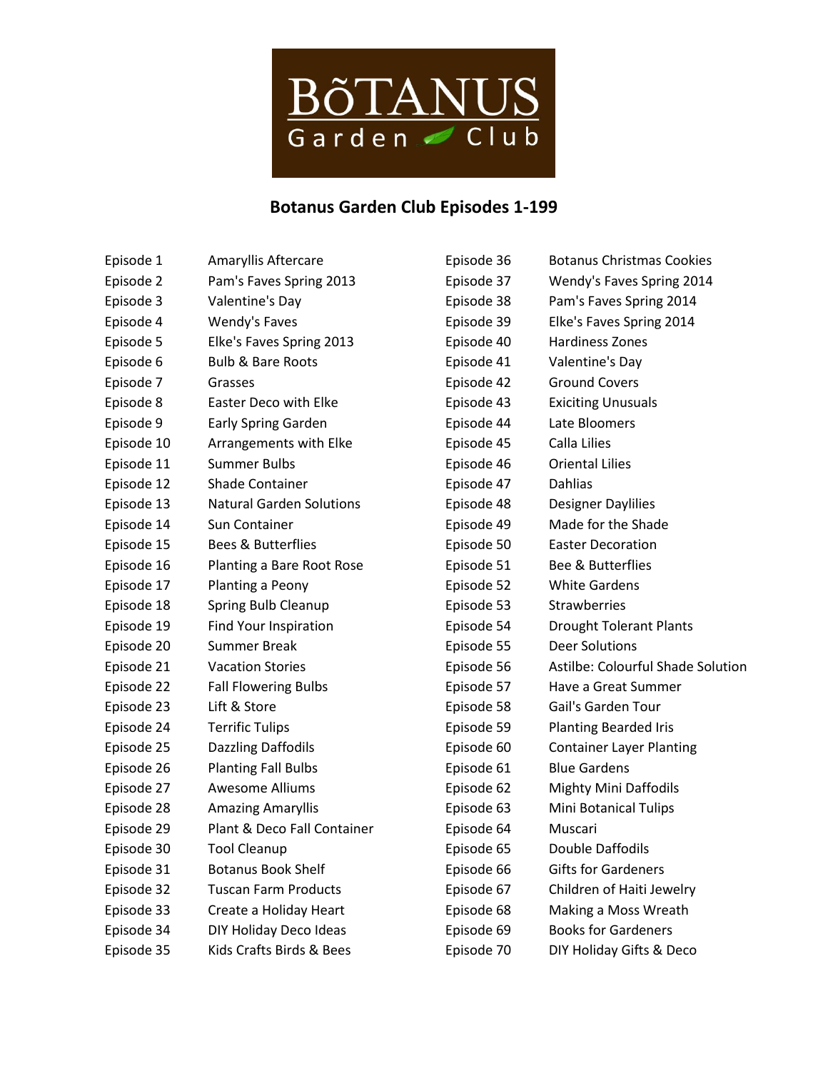# Botanus Garden Club Episodes 1-199

| Episode | Title |
|---|---|
| Episode 1 | Amaryllis Aftercare |
| Episode 2 | Pam's Faves Spring 2013 |
| Episode 3 | Valentine's Day |
| Episode 4 | Wendy's Faves |
| Episode 5 | Elke's Faves Spring 2013 |
| Episode 6 | Bulb & Bare Roots |
| Episode 7 | Grasses |
| Episode 8 | Easter Deco with Elke |
| Episode 9 | Early Spring Garden |
| Episode 10 | Arrangements with Elke |
| Episode 11 | Summer Bulbs |
| Episode 12 | Shade Container |
| Episode 13 | Natural Garden Solutions |
| Episode 14 | Sun Container |
| Episode 15 | Bees & Butterflies |
| Episode 16 | Planting a Bare Root Rose |
| Episode 17 | Planting a Peony |
| Episode 18 | Spring Bulb Cleanup |
| Episode 19 | Find Your Inspiration |
| Episode 20 | Summer Break |
| Episode 21 | Vacation Stories |
| Episode 22 | Fall Flowering Bulbs |
| Episode 23 | Lift & Store |
| Episode 24 | Terrific Tulips |
| Episode 25 | Dazzling Daffodils |
| Episode 26 | Planting Fall Bulbs |
| Episode 27 | Awesome Alliums |
| Episode 28 | Amazing Amaryllis |
| Episode 29 | Plant & Deco Fall Container |
| Episode 30 | Tool Cleanup |
| Episode 31 | Botanus Book Shelf |
| Episode 32 | Tuscan Farm Products |
| Episode 33 | Create a Holiday Heart |
| Episode 34 | DIY Holiday Deco Ideas |
| Episode 35 | Kids Crafts Birds & Bees |
| Episode 36 | Botanus Christmas Cookies |
| Episode 37 | Wendy's Faves Spring 2014 |
| Episode 38 | Pam's Faves Spring 2014 |
| Episode 39 | Elke's Faves Spring 2014 |
| Episode 40 | Hardiness Zones |
| Episode 41 | Valentine's Day |
| Episode 42 | Ground Covers |
| Episode 43 | Exiciting Unusuals |
| Episode 44 | Late Bloomers |
| Episode 45 | Calla Lilies |
| Episode 46 | Oriental Lilies |
| Episode 47 | Dahlias |
| Episode 48 | Designer Daylilies |
| Episode 49 | Made for the Shade |
| Episode 50 | Easter Decoration |
| Episode 51 | Bee & Butterflies |
| Episode 52 | White Gardens |
| Episode 53 | Strawberries |
| Episode 54 | Drought Tolerant Plants |
| Episode 55 | Deer Solutions |
| Episode 56 | Astilbe: Colourful Shade Solution |
| Episode 57 | Have a Great Summer |
| Episode 58 | Gail's Garden Tour |
| Episode 59 | Planting Bearded Iris |
| Episode 60 | Container Layer Planting |
| Episode 61 | Blue Gardens |
| Episode 62 | Mighty Mini Daffodils |
| Episode 63 | Mini Botanical Tulips |
| Episode 64 | Muscari |
| Episode 65 | Double Daffodils |
| Episode 66 | Gifts for Gardeners |
| Episode 67 | Children of Haiti Jewelry |
| Episode 68 | Making a Moss Wreath |
| Episode 69 | Books for Gardeners |
| Episode 70 | DIY Holiday Gifts & Deco |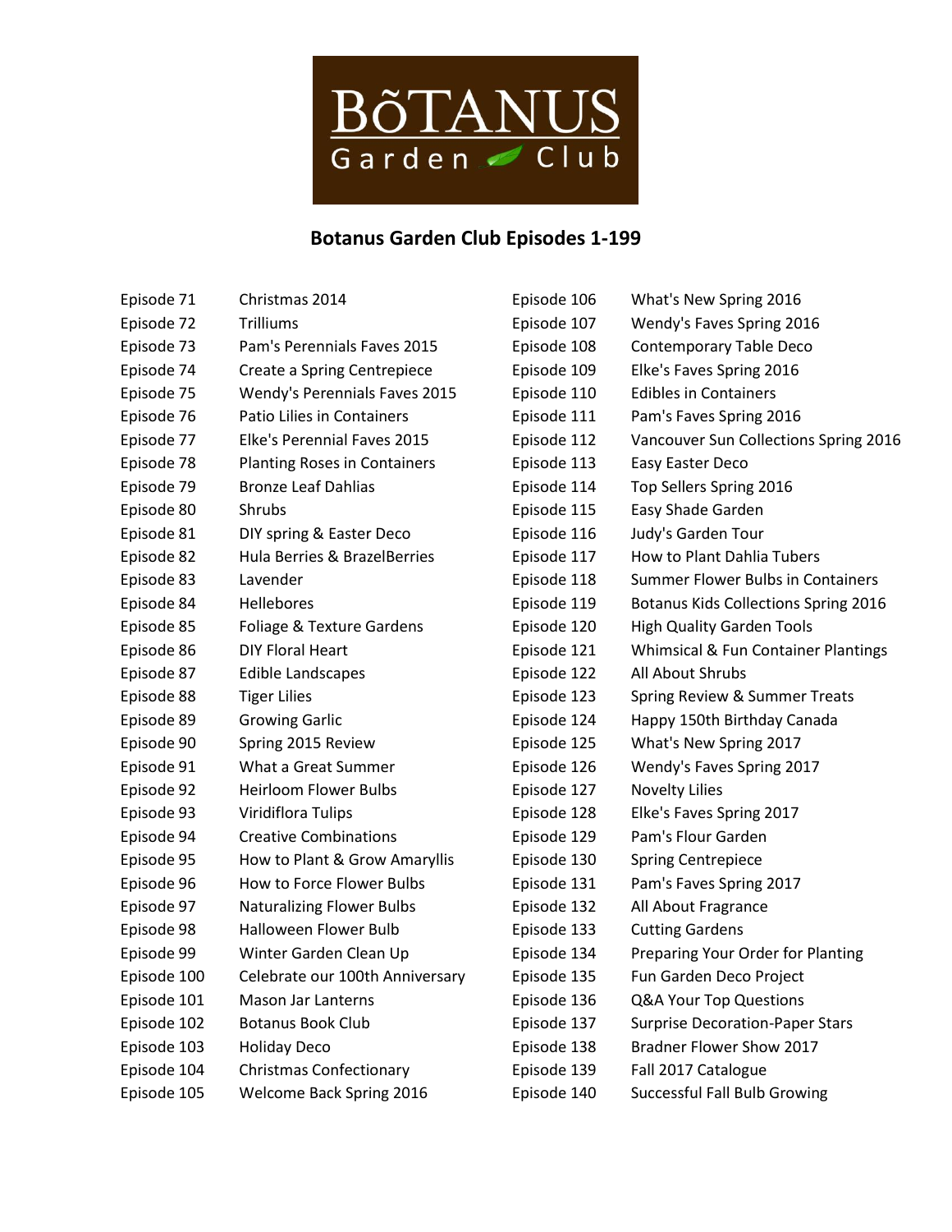# Botanus Garden Club Episodes 1-199

| | |
|---|---|
| Episode 71 | Christmas 2014 |
| Episode 72 | Trilliums |
| Episode 73 | Pam's Perennials Faves 2015 |
| Episode 74 | Create a Spring Centrepiece |
| Episode 75 | Wendy's Perennials Faves 2015 |
| Episode 76 | Patio Lilies in Containers |
| Episode 77 | Elke's Perennial Faves 2015 |
| Episode 78 | Planting Roses in Containers |
| Episode 79 | Bronze Leaf Dahlias |
| Episode 80 | Shrubs |
| Episode 81 | DIY spring & Easter Deco |
| Episode 82 | Hula Berries & BrazelBerries |
| Episode 83 | Lavender |
| Episode 84 | Hellebores |
| Episode 85 | Foliage & Texture Gardens |
| Episode 86 | DIY Floral Heart |
| Episode 87 | Edible Landscapes |
| Episode 88 | Tiger Lilies |
| Episode 89 | Growing Garlic |
| Episode 90 | Spring 2015 Review |
| Episode 91 | What a Great Summer |
| Episode 92 | Heirloom Flower Bulbs |
| Episode 93 | Viridiflora Tulips |
| Episode 94 | Creative Combinations |
| Episode 95 | How to Plant & Grow Amaryllis |
| Episode 96 | How to Force Flower Bulbs |
| Episode 97 | Naturalizing Flower Bulbs |
| Episode 98 | Halloween Flower Bulb |
| Episode 99 | Winter Garden Clean Up |
| Episode 100 | Celebrate our 100th Anniversary |
| Episode 101 | Mason Jar Lanterns |
| Episode 102 | Botanus Book Club |
| Episode 103 | Holiday Deco |
| Episode 104 | Christmas Confectionary |
| Episode 105 | Welcome Back Spring 2016 |
| Episode 106 | What's New Spring 2016 |
| Episode 107 | Wendy's Faves Spring 2016 |
| Episode 108 | Contemporary Table Deco |
| Episode 109 | Elke's Faves Spring 2016 |
| Episode 110 | Edibles in Containers |
| Episode 111 | Pam's Faves Spring 2016 |
| Episode 112 | Vancouver Sun Collections Spring 2016 |
| Episode 113 | Easy Easter Deco |
| Episode 114 | Top Sellers Spring 2016 |
| Episode 115 | Easy Shade Garden |
| Episode 116 | Judy's Garden Tour |
| Episode 117 | How to Plant Dahlia Tubers |
| Episode 118 | Summer Flower Bulbs in Containers |
| Episode 119 | Botanus Kids Collections Spring 2016 |
| Episode 120 | High Quality Garden Tools |
| Episode 121 | Whimsical & Fun Container Plantings |
| Episode 122 | All About Shrubs |
| Episode 123 | Spring Review & Summer Treats |
| Episode 124 | Happy 150th Birthday Canada |
| Episode 125 | What's New Spring 2017 |
| Episode 126 | Wendy's Faves Spring 2017 |
| Episode 127 | Novelty Lilies |
| Episode 128 | Elke's Faves Spring 2017 |
| Episode 129 | Pam's Flour Garden |
| Episode 130 | Spring Centrepiece |
| Episode 131 | Pam's Faves Spring 2017 |
| Episode 132 | All About Fragrance |
| Episode 133 | Cutting Gardens |
| Episode 134 | Preparing Your Order for Planting |
| Episode 135 | Fun Garden Deco Project |
| Episode 136 | Q&A Your Top Questions |
| Episode 137 | Surprise Decoration-Paper Stars |
| Episode 138 | Bradner Flower Show 2017 |
| Episode 139 | Fall 2017 Catalogue |
| Episode 140 | Successful Fall Bulb Growing |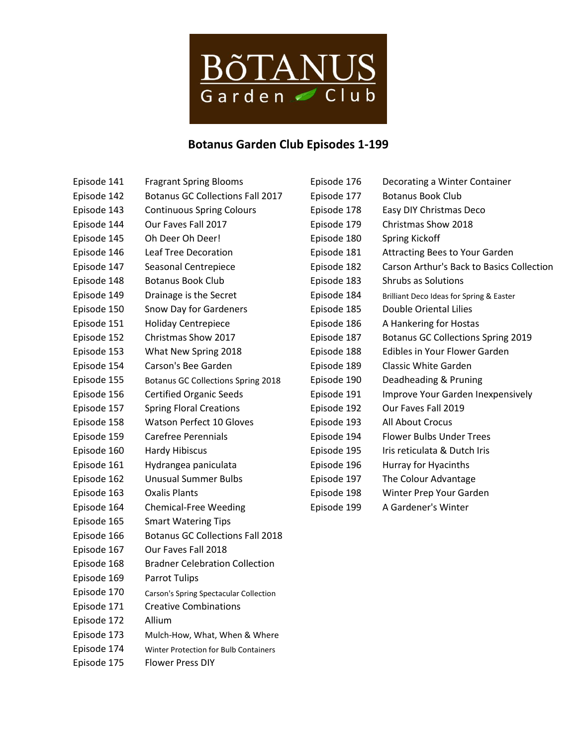BÕTANUS
Garden Club

## Botanus Garden Club Episodes 1-199

| | |
|---|---|
| Episode 141 | Fragrant Spring Blooms |
| Episode 142 | Botanus GC Collections Fall 2017 |
| Episode 143 | Continuous Spring Colours |
| Episode 144 | Our Faves Fall 2017 |
| Episode 145 | Oh Deer Oh Deer! |
| Episode 146 | Leaf Tree Decoration |
| Episode 147 | Seasonal Centrepiece |
| Episode 148 | Botanus Book Club |
| Episode 149 | Drainage is the Secret |
| Episode 150 | Snow Day for Gardeners |
| Episode 151 | Holiday Centrepiece |
| Episode 152 | Christmas Show 2017 |
| Episode 153 | What New Spring 2018 |
| Episode 154 | Carson's Bee Garden |
| Episode 155 | Botanus GC Collections Spring 2018 |
| Episode 156 | Certified Organic Seeds |
| Episode 157 | Spring Floral Creations |
| Episode 158 | Watson Perfect 10 Gloves |
| Episode 159 | Carefree Perennials |
| Episode 160 | Hardy Hibiscus |
| Episode 161 | Hydrangea paniculata |
| Episode 162 | Unusual Summer Bulbs |
| Episode 163 | Oxalis Plants |
| Episode 164 | Chemical-Free Weeding |
| Episode 165 | Smart Watering Tips |
| Episode 166 | Botanus GC Collections Fall 2018 |
| Episode 167 | Our Faves Fall 2018 |
| Episode 168 | Bradner Celebration Collection |
| Episode 169 | Parrot Tulips |
| Episode 170 | Carson's Spring Spectacular Collection |
| Episode 171 | Creative Combinations |
| Episode 172 | Allium |
| Episode 173 | Mulch-How, What, When & Where |
| Episode 174 | Winter Protection for Bulb Containers |
| Episode 175 | Flower Press DIY |
| Episode 176 | Decorating a Winter Container |
| Episode 177 | Botanus Book Club |
| Episode 178 | Easy DIY Christmas Deco |
| Episode 179 | Christmas Show 2018 |
| Episode 180 | Spring Kickoff |
| Episode 181 | Attracting Bees to Your Garden |
| Episode 182 | Carson Arthur's Back to Basics Collection |
| Episode 183 | Shrubs as Solutions |
| Episode 184 | Brilliant Deco Ideas for Spring & Easter |
| Episode 185 | Double Oriental Lilies |
| Episode 186 | A Hankering for Hostas |
| Episode 187 | Botanus GC Collections Spring 2019 |
| Episode 188 | Edibles in Your Flower Garden |
| Episode 189 | Classic White Garden |
| Episode 190 | Deadheading & Pruning |
| Episode 191 | Improve Your Garden Inexpensively |
| Episode 192 | Our Faves Fall 2019 |
| Episode 193 | All About Crocus |
| Episode 194 | Flower Bulbs Under Trees |
| Episode 195 | Iris reticulata & Dutch Iris |
| Episode 196 | Hurray for Hyacinths |
| Episode 197 | The Colour Advantage |
| Episode 198 | Winter Prep Your Garden |
| Episode 199 | A Gardener's Winter |